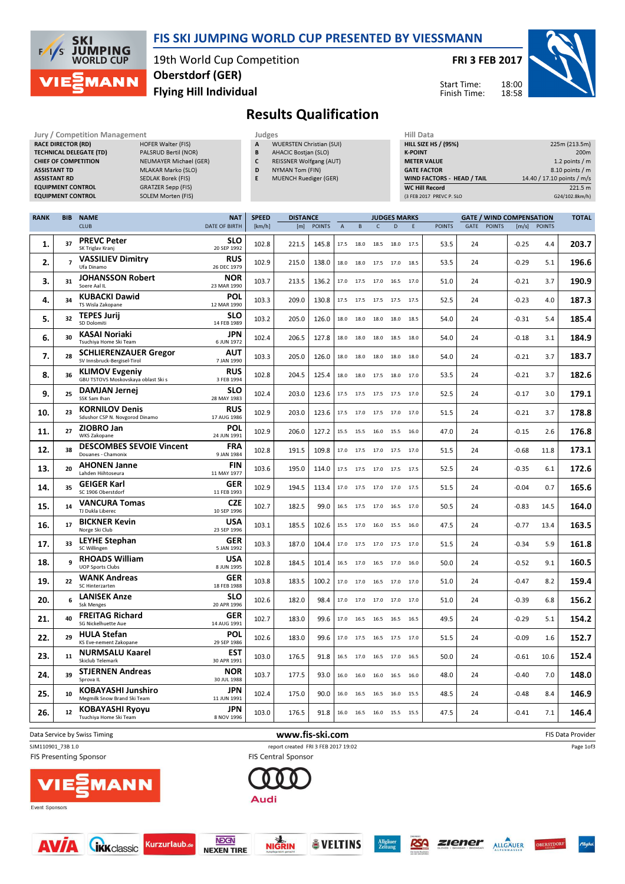# FIS SKI JUMPING WORLD CUP PRESENTED BY VIESSMANN

19th World Cup Competition
Oberstdorf (GER)
Flying Hill Individual

FRI 3 FEB 2017

Start Time: 18:00
Finish Time: 18:58

## Results Qualification

**Jury / Competition Management**

| | |
|---|---|
| RACE DIRECTOR (RD) | HOFER Walter (FIS) |
| TECHNICAL DELEGATE (TD) | PALSRUD Bertil (NOR) |
| CHIEF OF COMPETITION | NEUMAYER Michael (GER) |
| ASSISTANT TD | MLAKAR Marko (SLO) |
| ASSISTANT RD | SEDLAK Borek (FIS) |
| EQUIPMENT CONTROL | GRATZER Sepp (FIS) |
| EQUIPMENT CONTROL | SOLEM Morten (FIS) |

**Judges**

| | |
|---|---|
| A | WUERSTEN Christian (SUI) |
| B | AHACIC Bostjan (SLO) |
| C | REISSNER Wolfgang (AUT) |
| D | NYMAN Tom (FIN) |
| E | MUENCH Ruediger (GER) |

**Hill Data**

| | |
|---|---|
| HILL SIZE HS / (95%) | 225m (213.5m) |
| K-POINT | 200m |
| METER VALUE | 1.2 points / m |
| GATE FACTOR | 8.10 points / m |
| WIND FACTORS - HEAD / TAIL | 14.40 / 17.10 points / m/s |
| WC Hill Record | 221.5 m |
| (3 FEB 2017 PREVC P. SLO | G24/102.8km/h) |

| RANK | BIB | NAME / CLUB | NAT / DATE OF BIRTH | SPEED [km/h] | DISTANCE [m] | DISTANCE POINTS | A | B | C | D | E | JUDGES POINTS | GATE | GATE POINTS | WIND [m/s] | WIND POINTS | TOTAL |
|---|---|---|---|---|---|---|---|---|---|---|---|---|---|---|---|---|---|
| 1. | 37 | PREVC Peter / SK Triglav Kranj | SLO / 20 SEP 1992 | 102.8 | 221.5 | 145.8 | 17.5 | 18.0 | 18.5 | 18.0 | 17.5 | 53.5 | 24 | | -0.25 | 4.4 | 203.7 |
| 2. | 7 | VASSILIEV Dimitry / Ufa Dinamo | RUS / 26 DEC 1979 | 102.9 | 215.0 | 138.0 | 18.0 | 18.0 | 17.5 | 17.0 | 18.5 | 53.5 | 24 | | -0.29 | 5.1 | 196.6 |
| 3. | 31 | JOHANSSON Robert / Soere Aal IL | NOR / 23 MAR 1990 | 103.7 | 213.5 | 136.2 | 17.0 | 17.5 | 17.0 | 16.5 | 17.0 | 51.0 | 24 | | -0.21 | 3.7 | 190.9 |
| 4. | 34 | KUBACKI Dawid / TS Wisla Zakopane | POL / 12 MAR 1990 | 103.3 | 209.0 | 130.8 | 17.5 | 17.5 | 17.5 | 17.5 | 17.5 | 52.5 | 24 | | -0.23 | 4.0 | 187.3 |
| 5. | 32 | TEPES Jurij / SD Dolomiti | SLO / 14 FEB 1989 | 103.2 | 205.0 | 126.0 | 18.0 | 18.0 | 18.0 | 18.0 | 18.5 | 54.0 | 24 | | -0.31 | 5.4 | 185.4 |
| 6. | 30 | KASAI Noriaki / Tsuchiya Home Ski Team | JPN / 6 JUN 1972 | 102.4 | 206.5 | 127.8 | 18.0 | 18.0 | 18.0 | 18.5 | 18.0 | 54.0 | 24 | | -0.18 | 3.1 | 184.9 |
| 7. | 28 | SCHLIERENZAUER Gregor / SV Innsbruck-Bergisel-Tirol | AUT / 7 JAN 1990 | 103.3 | 205.0 | 126.0 | 18.0 | 18.0 | 18.0 | 18.0 | 18.0 | 54.0 | 24 | | -0.21 | 3.7 | 183.7 |
| 8. | 36 | KLIMOV Evgeniy / GBU TSTOVS Moskovskaya oblast Ski s | RUS / 3 FEB 1994 | 102.8 | 204.5 | 125.4 | 18.0 | 18.0 | 17.5 | 18.0 | 17.0 | 53.5 | 24 | | -0.21 | 3.7 | 182.6 |
| 9. | 25 | DAMJAN Jernej / SSK Sam Ihan | SLO / 28 MAY 1983 | 102.4 | 203.0 | 123.6 | 17.5 | 17.5 | 17.5 | 17.5 | 17.0 | 52.5 | 24 | | -0.17 | 3.0 | 179.1 |
| 10. | 23 | KORNILOV Denis / Sdushor CSP N. Novgorod Dinamo | RUS / 17 AUG 1986 | 102.9 | 203.0 | 123.6 | 17.5 | 17.0 | 17.5 | 17.0 | 17.0 | 51.5 | 24 | | -0.21 | 3.7 | 178.8 |
| 11. | 27 | ZIOBRO Jan / WKS Zakopane | POL / 24 JUN 1991 | 102.9 | 206.0 | 127.2 | 15.5 | 15.5 | 16.0 | 15.5 | 16.0 | 47.0 | 24 | | -0.15 | 2.6 | 176.8 |
| 12. | 38 | DESCOMBES SEVOIE Vincent / Douanes - Chamonix | FRA / 9 JAN 1984 | 102.8 | 191.5 | 109.8 | 17.0 | 17.5 | 17.0 | 17.5 | 17.0 | 51.5 | 24 | | -0.68 | 11.8 | 173.1 |
| 13. | 20 | AHONEN Janne / Lahden Hiihtoseura | FIN / 11 MAY 1977 | 103.6 | 195.0 | 114.0 | 17.5 | 17.5 | 17.5 | 17.5 | 17.5 | 52.5 | 24 | | -0.35 | 6.1 | 172.6 |
| 14. | 35 | GEIGER Karl / SC 1906 Oberstdorf | GER / 11 FEB 1993 | 102.9 | 194.5 | 113.4 | 17.0 | 17.5 | 17.0 | 17.0 | 17.5 | 51.5 | 24 | | -0.04 | 0.7 | 165.6 |
| 15. | 14 | VANCURA Tomas / TJ Dukla Liberec | CZE / 10 SEP 1996 | 102.7 | 182.5 | 99.0 | 16.5 | 17.5 | 17.0 | 16.5 | 17.0 | 50.5 | 24 | | -0.83 | 14.5 | 164.0 |
| 16. | 17 | BICKNER Kevin / Norge Ski Club | USA / 23 SEP 1996 | 103.1 | 185.5 | 102.6 | 15.5 | 17.0 | 16.0 | 15.5 | 16.0 | 47.5 | 24 | | -0.77 | 13.4 | 163.5 |
| 17. | 33 | LEYHE Stephan / SC Willingen | GER / 5 JAN 1992 | 103.3 | 187.0 | 104.4 | 17.0 | 17.5 | 17.0 | 17.5 | 17.0 | 51.5 | 24 | | -0.34 | 5.9 | 161.8 |
| 18. | 9 | RHOADS William / UOP Sports Clubs | USA / 8 JUN 1995 | 102.8 | 184.5 | 101.4 | 16.5 | 17.0 | 16.5 | 17.0 | 16.0 | 50.0 | 24 | | -0.52 | 9.1 | 160.5 |
| 19. | 22 | WANK Andreas / SC Hinterzarten | GER / 18 FEB 1988 | 103.8 | 183.5 | 100.2 | 17.0 | 17.0 | 16.5 | 17.0 | 17.0 | 51.0 | 24 | | -0.47 | 8.2 | 159.4 |
| 20. | 6 | LANISEK Anze / Ssk Menges | SLO / 20 APR 1996 | 102.6 | 182.0 | 98.4 | 17.0 | 17.0 | 17.0 | 17.0 | 17.0 | 51.0 | 24 | | -0.39 | 6.8 | 156.2 |
| 21. | 40 | FREITAG Richard / SG Nickelhuette Aue | GER / 14 AUG 1991 | 102.7 | 183.0 | 99.6 | 17.0 | 16.5 | 16.5 | 16.5 | 16.5 | 49.5 | 24 | | -0.29 | 5.1 | 154.2 |
| 22. | 29 | HULA Stefan / KS Eve-nement Zakopane | POL / 29 SEP 1986 | 102.6 | 183.0 | 99.6 | 17.0 | 17.5 | 16.5 | 17.5 | 17.0 | 51.5 | 24 | | -0.09 | 1.6 | 152.7 |
| 23. | 11 | NURMSALU Kaarel / Skiclub Telemark | EST / 30 APR 1991 | 103.0 | 176.5 | 91.8 | 16.5 | 17.0 | 16.5 | 17.0 | 16.5 | 50.0 | 24 | | -0.61 | 10.6 | 152.4 |
| 24. | 39 | STJERNEN Andreas / Sprova IL | NOR / 30 JUL 1988 | 103.7 | 177.5 | 93.0 | 16.0 | 16.0 | 16.0 | 16.5 | 16.0 | 48.0 | 24 | | -0.40 | 7.0 | 148.0 |
| 25. | 10 | KOBAYASHI Junshiro / Megmilk Snow Brand Ski Team | JPN / 11 JUN 1991 | 102.4 | 175.0 | 90.0 | 16.0 | 16.5 | 16.5 | 16.0 | 15.5 | 48.5 | 24 | | -0.48 | 8.4 | 146.9 |
| 26. | 12 | KOBAYASHI Ryoyu / Tsuchiya Home Ski Team | JPN / 8 NOV 1996 | 103.0 | 176.5 | 91.8 | 16.0 | 16.5 | 16.0 | 15.5 | 15.5 | 47.5 | 24 | | -0.41 | 7.1 | 146.4 |

Data Service by Swiss Timing — www.fis-ski.com — FIS Data Provider

SJM110901_73B 1.0 — report created FRI 3 FEB 2017 19:02

FIS Presenting Sponsor — FIS Central Sponsor

Event Sponsors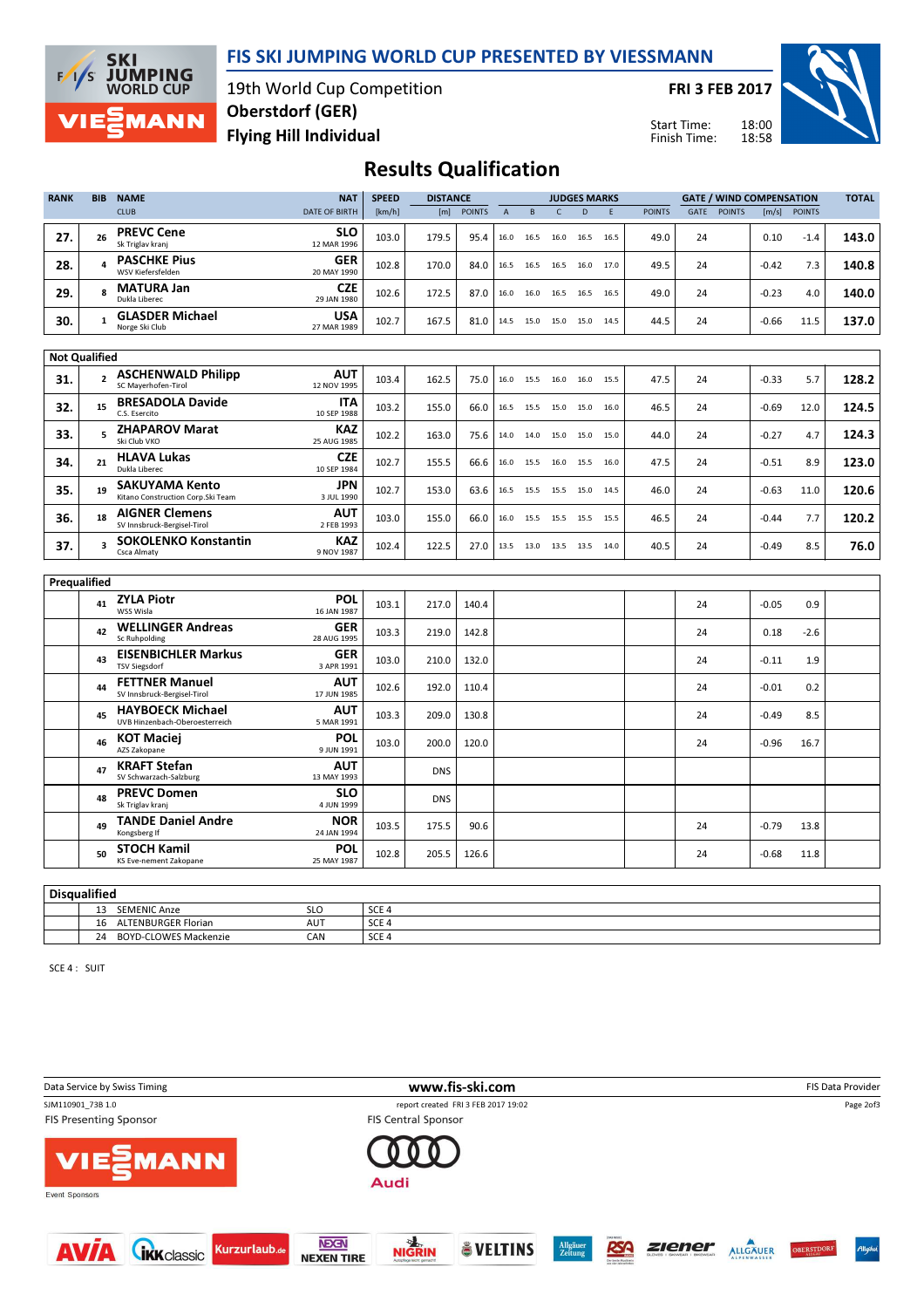# FIS SKI JUMPING WORLD CUP PRESENTED BY VIESSMANN

19th World Cup Competition
Oberstdorf (GER)
Flying Hill Individual

FRI 3 FEB 2017

Start Time: 18:00
Finish Time: 18:58

## Results Qualification

| RANK | BIB | NAME / CLUB | NAT / DATE OF BIRTH | SPEED [km/h] | DISTANCE [m] | DISTANCE POINTS | A | B | C | D | E | JUDGES POINTS | GATE | GATE POINTS | WIND [m/s] | WIND POINTS | TOTAL |
|---|---|---|---|---|---|---|---|---|---|---|---|---|---|---|---|---|---|
| 27. | 26 | PREVC Cene / Sk Triglav kranj | SLO / 12 MAR 1996 | 103.0 | 179.5 | 95.4 | 16.0 | 16.5 | 16.0 | 16.5 | 16.5 | 49.0 | 24 | | 0.10 | -1.4 | 143.0 |
| 28. | 4 | PASCHKE Pius / WSV Kiefersfelden | GER / 20 MAY 1990 | 102.8 | 170.0 | 84.0 | 16.5 | 16.5 | 16.5 | 16.0 | 17.0 | 49.5 | 24 | | -0.42 | 7.3 | 140.8 |
| 29. | 8 | MATURA Jan / Dukla Liberec | CZE / 29 JAN 1980 | 102.6 | 172.5 | 87.0 | 16.0 | 16.0 | 16.5 | 16.5 | 16.5 | 49.0 | 24 | | -0.23 | 4.0 | 140.0 |
| 30. | 1 | GLASDER Michael / Norge Ski Club | USA / 27 MAR 1989 | 102.7 | 167.5 | 81.0 | 14.5 | 15.0 | 15.0 | 15.0 | 14.5 | 44.5 | 24 | | -0.66 | 11.5 | 137.0 |

### Not Qualified

| RANK | BIB | NAME / CLUB | NAT / DATE OF BIRTH | SPEED [km/h] | DISTANCE [m] | DISTANCE POINTS | A | B | C | D | E | JUDGES POINTS | GATE | GATE POINTS | WIND [m/s] | WIND POINTS | TOTAL |
|---|---|---|---|---|---|---|---|---|---|---|---|---|---|---|---|---|---|
| 31. | 2 | ASCHENWALD Philipp / SC Mayerhofen-Tirol | AUT / 12 NOV 1995 | 103.4 | 162.5 | 75.0 | 16.0 | 15.5 | 16.0 | 16.0 | 15.5 | 47.5 | 24 | | -0.33 | 5.7 | 128.2 |
| 32. | 15 | BRESADOLA Davide / C.S. Esercito | ITA / 10 SEP 1988 | 103.2 | 155.0 | 66.0 | 16.5 | 15.5 | 15.0 | 15.0 | 16.0 | 46.5 | 24 | | -0.69 | 12.0 | 124.5 |
| 33. | 5 | ZHAPAROV Marat / Ski Club VKO | KAZ / 25 AUG 1985 | 102.2 | 163.0 | 75.6 | 14.0 | 14.0 | 15.0 | 15.0 | 15.0 | 44.0 | 24 | | -0.27 | 4.7 | 124.3 |
| 34. | 21 | HLAVA Lukas / Dukla Liberec | CZE / 10 SEP 1984 | 102.7 | 155.5 | 66.6 | 16.0 | 15.5 | 16.0 | 15.5 | 16.0 | 47.5 | 24 | | -0.51 | 8.9 | 123.0 |
| 35. | 19 | SAKUYAMA Kento / Kitano Construction Corp.Ski Team | JPN / 3 JUL 1990 | 102.7 | 153.0 | 63.6 | 16.5 | 15.5 | 15.5 | 15.0 | 14.5 | 46.0 | 24 | | -0.63 | 11.0 | 120.6 |
| 36. | 18 | AIGNER Clemens / SV Innsbruck-Bergisel-Tirol | AUT / 2 FEB 1993 | 103.0 | 155.0 | 66.0 | 16.0 | 15.5 | 15.5 | 15.5 | 15.5 | 46.5 | 24 | | -0.44 | 7.7 | 120.2 |
| 37. | 3 | SOKOLENKO Konstantin / Csca Almaty | KAZ / 9 NOV 1987 | 102.4 | 122.5 | 27.0 | 13.5 | 13.0 | 13.5 | 13.5 | 14.0 | 40.5 | 24 | | -0.49 | 8.5 | 76.0 |

### Prequalified

| RANK | BIB | NAME / CLUB | NAT / DATE OF BIRTH | SPEED [km/h] | DISTANCE [m] | DISTANCE POINTS | A | B | C | D | E | JUDGES POINTS | GATE | GATE POINTS | WIND [m/s] | WIND POINTS | TOTAL |
|---|---|---|---|---|---|---|---|---|---|---|---|---|---|---|---|---|---|
| | 41 | ZYLA Piotr / WSS Wisla | POL / 16 JAN 1987 | 103.1 | 217.0 | 140.4 | | | | | | | 24 | | -0.05 | 0.9 | |
| | 42 | WELLINGER Andreas / Sc Ruhpolding | GER / 28 AUG 1995 | 103.3 | 219.0 | 142.8 | | | | | | | 24 | | 0.18 | -2.6 | |
| | 43 | EISENBICHLER Markus / TSV Siegsdorf | GER / 3 APR 1991 | 103.0 | 210.0 | 132.0 | | | | | | | 24 | | -0.11 | 1.9 | |
| | 44 | FETTNER Manuel / SV Innsbruck-Bergisel-Tirol | AUT / 17 JUN 1985 | 102.6 | 192.0 | 110.4 | | | | | | | 24 | | -0.01 | 0.2 | |
| | 45 | HAYBOECK Michael / UVB Hinzenbach-Oberoesterreich | AUT / 5 MAR 1991 | 103.3 | 209.0 | 130.8 | | | | | | | 24 | | -0.49 | 8.5 | |
| | 46 | KOT Maciej / AZS Zakopane | POL / 9 JUN 1991 | 103.0 | 200.0 | 120.0 | | | | | | | 24 | | -0.96 | 16.7 | |
| | 47 | KRAFT Stefan / SV Schwarzach-Salzburg | AUT / 13 MAY 1993 | | DNS | | | | | | | | | | | | |
| | 48 | PREVC Domen / Sk Triglav kranj | SLO / 4 JUN 1999 | | DNS | | | | | | | | | | | | |
| | 49 | TANDE Daniel Andre / Kongsberg If | NOR / 24 JAN 1994 | 103.5 | 175.5 | 90.6 | | | | | | | 24 | | -0.79 | 13.8 | |
| | 50 | STOCH Kamil / KS Eve-nement Zakopane | POL / 25 MAY 1987 | 102.8 | 205.5 | 126.6 | | | | | | | 24 | | -0.68 | 11.8 | |

### Disqualified

| BIB | NAME | NAT | REASON |
|---|---|---|---|
| 13 | SEMENIC Anze | SLO | SCE 4 |
| 16 | ALTENBURGER Florian | AUT | SCE 4 |
| 24 | BOYD-CLOWES Mackenzie | CAN | SCE 4 |

SCE 4 : SUIT

Data Service by Swiss Timing — www.fis-ski.com — FIS Data Provider

SJM110901_73B 1.0 — report created FRI 3 FEB 2017 19:02

FIS Presenting Sponsor: VIESSMANN — FIS Central Sponsor: Audi

Event Sponsors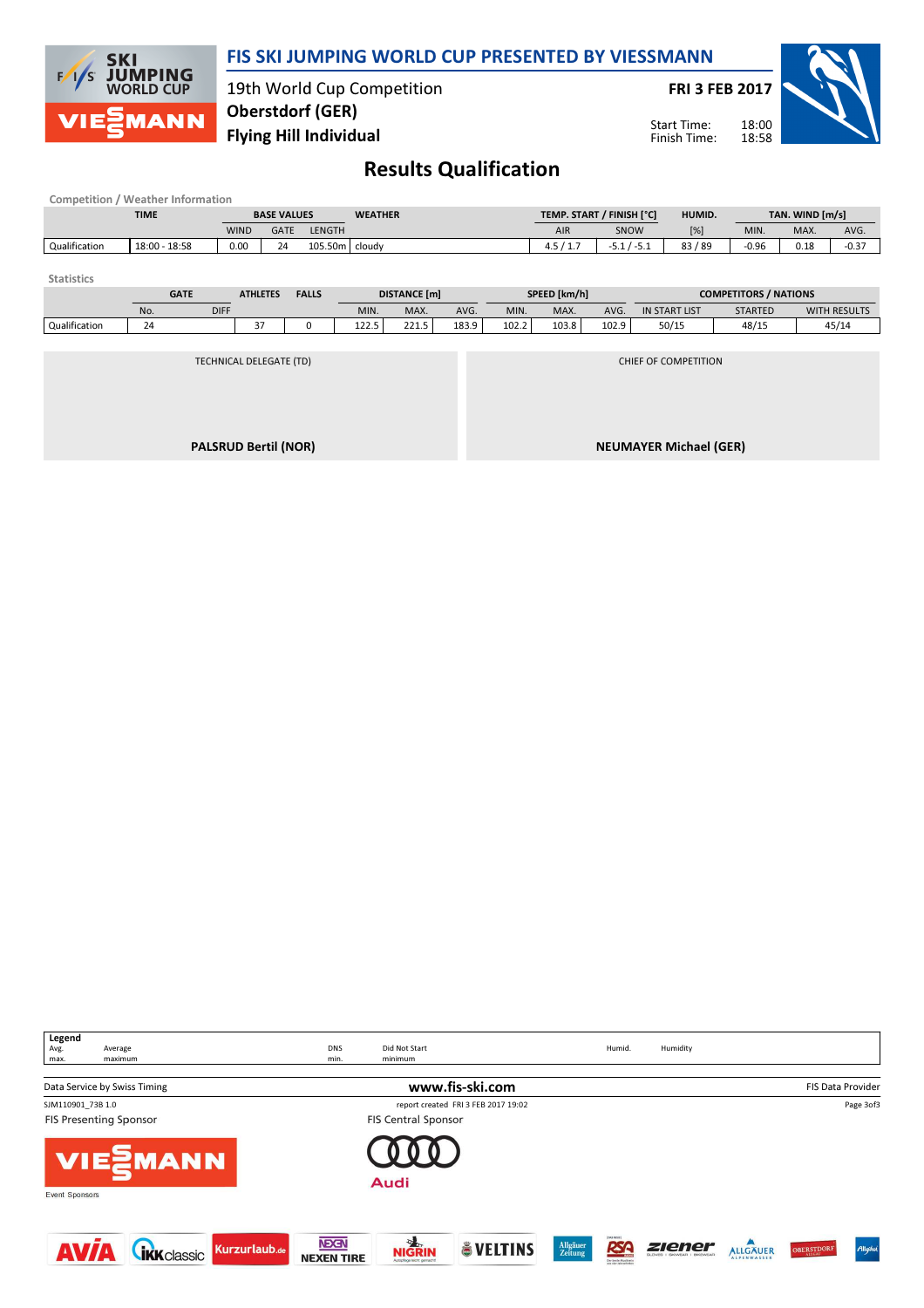# FIS SKI JUMPING WORLD CUP PRESENTED BY VIESSMANN

19th World Cup Competition
**Oberstdorf (GER)**
**Flying Hill Individual**

**FRI 3 FEB 2017**

Start Time: 18:00
Finish Time: 18:58

## Results Qualification

Competition / Weather Information

| | TIME | BASE VALUES | | | WEATHER | TEMP. START / FINISH [°C] | | HUMID. | TAN. WIND [m/s] | | |
|---|---|---|---|---|---|---|---|---|---|---|---|
| | | WIND | GATE | LENGTH | | AIR | SNOW | [%] | MIN. | MAX. | AVG. |
| Qualification | 18:00 - 18:58 | 0.00 | 24 | 105.50m | cloudy | 4.5 / 1.7 | -5.1 / -5.1 | 83 / 89 | -0.96 | 0.18 | -0.37 |

Statistics

| | GATE | | ATHLETES | FALLS | DISTANCE [m] | | | SPEED [km/h] | | | COMPETITORS / NATIONS | | |
|---|---|---|---|---|---|---|---|---|---|---|---|---|---|
| | No. | DIFF | | | MIN. | MAX. | AVG. | MIN. | MAX. | AVG. | IN START LIST | STARTED | WITH RESULTS |
| Qualification | 24 | | 37 | 0 | 122.5 | 221.5 | 183.9 | 102.2 | 103.8 | 102.9 | 50/15 | 48/15 | 45/14 |

TECHNICAL DELEGATE (TD)

**PALSRUD Bertil (NOR)**

CHIEF OF COMPETITION

**NEUMAYER Michael (GER)**

**Legend**

| | | | | | |
|---|---|---|---|---|---|
| Avg. | Average | DNS | Did Not Start | Humid. | Humidity |
| max. | maximum | min. | minimum | | |

Data Service by Swiss Timing — www.fis-ski.com — FIS Data Provider

SJM110901_73B 1.0 — report created FRI 3 FEB 2017 19:02

FIS Presenting Sponsor: VIESSMANN — FIS Central Sponsor: Audi

Event Sponsors